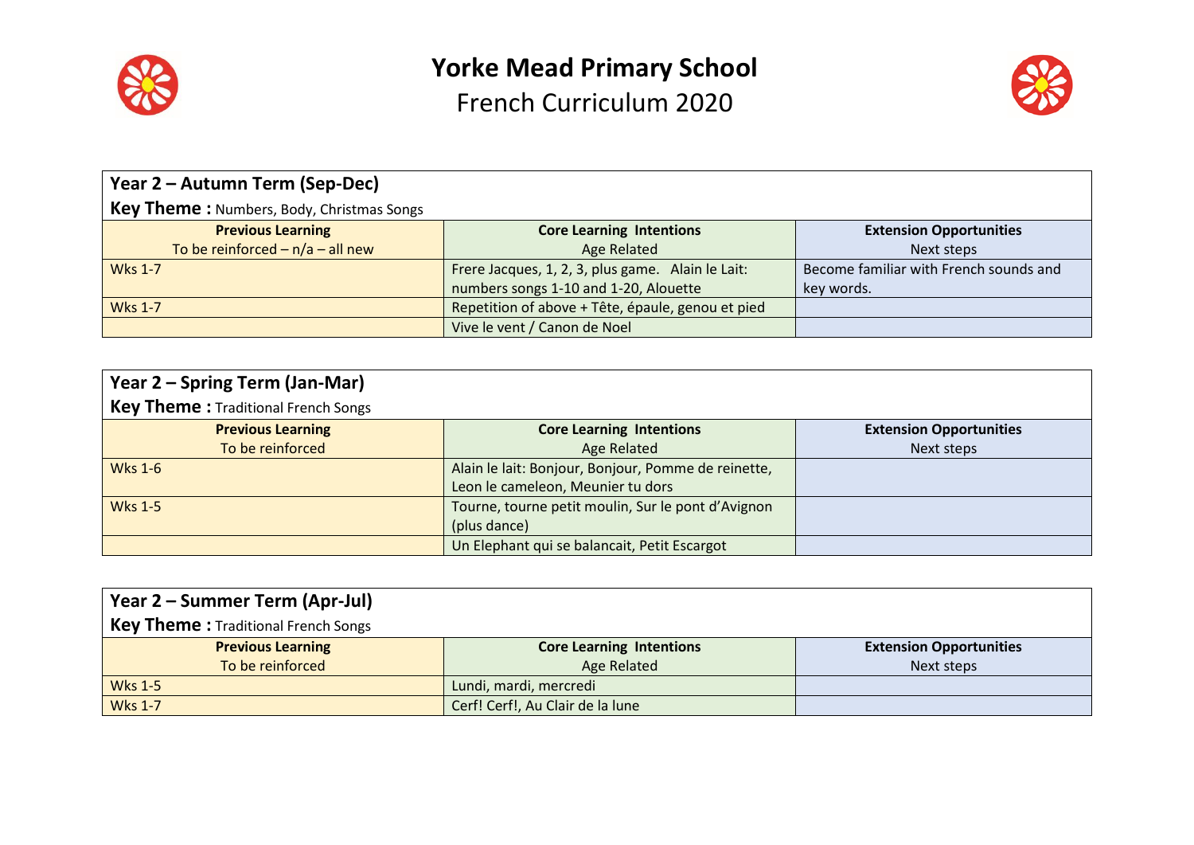# Yorke Mead Primary School

## French Curriculum 2020

| Year 2 – Autumn Term (Sep-Dec) | | |
|---|---|---|
| **Key Theme :** Numbers, Body, Christmas Songs | | |
| **Previous Learning** To be reinforced – n/a – all new | **Core Learning Intentions** Age Related | **Extension Opportunities** Next steps |
| Wks 1-7 | Frere Jacques, 1, 2, 3, plus game. Alain le Lait: numbers songs 1-10 and 1-20, Alouette | Become familiar with French sounds and key words. |
| Wks 1-7 | Repetition of above + Tête, épaule, genou et pied | |
| | Vive le vent / Canon de Noel | |

| Year 2 – Spring Term (Jan-Mar) | | |
|---|---|---|
| **Key Theme :** Traditional French Songs | | |
| **Previous Learning** To be reinforced | **Core Learning Intentions** Age Related | **Extension Opportunities** Next steps |
| Wks 1-6 | Alain le lait: Bonjour, Bonjour, Pomme de reinette, Leon le cameleon, Meunier tu dors | |
| Wks 1-5 | Tourne, tourne petit moulin, Sur le pont d'Avignon (plus dance) | |
| | Un Elephant qui se balancait, Petit Escargot | |

| Year 2 – Summer Term (Apr-Jul) | | |
|---|---|---|
| **Key Theme :** Traditional French Songs | | |
| **Previous Learning** To be reinforced | **Core Learning Intentions** Age Related | **Extension Opportunities** Next steps |
| Wks 1-5 | Lundi, mardi, mercredi | |
| Wks 1-7 | Cerf! Cerf!, Au Clair de la lune | |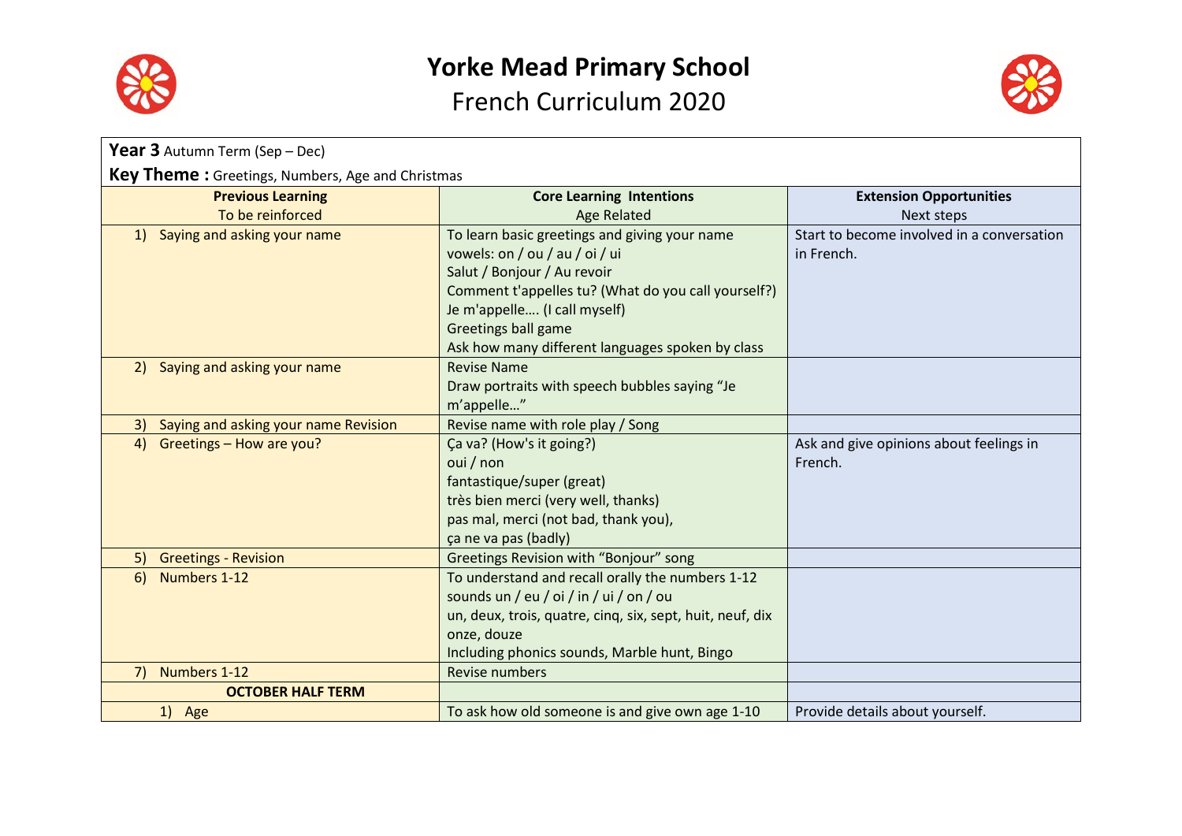# Yorke Mead Primary School

## French Curriculum 2020

**Year 3** Autumn Term (Sep – Dec)

**Key Theme :** Greetings, Numbers, Age and Christmas

| **Previous Learning**<br>To be reinforced | **Core Learning Intentions**<br>Age Related | **Extension Opportunities**<br>Next steps |
|---|---|---|
| 1) Saying and asking your name | To learn basic greetings and giving your name<br>vowels: on / ou / au / oi / ui<br>Salut / Bonjour / Au revoir<br>Comment t'appelles tu? (What do you call yourself?)<br>Je m'appelle…. (I call myself)<br>Greetings ball game<br>Ask how many different languages spoken by class | Start to become involved in a conversation in French. |
| 2) Saying and asking your name | Revise Name<br>Draw portraits with speech bubbles saying "Je m'appelle…" | |
| 3) Saying and asking your name Revision | Revise name with role play / Song | |
| 4) Greetings – How are you? | Ça va? (How's it going?)<br>oui / non<br>fantastique/super (great)<br>très bien merci (very well, thanks)<br>pas mal, merci (not bad, thank you),<br>ça ne va pas (badly) | Ask and give opinions about feelings in French. |
| 5) Greetings - Revision | Greetings Revision with "Bonjour" song | |
| 6) Numbers 1-12 | To understand and recall orally the numbers 1-12<br>sounds un / eu / oi / in / ui / on / ou<br>un, deux, trois, quatre, cinq, six, sept, huit, neuf, dix onze, douze<br>Including phonics sounds, Marble hunt, Bingo | |
| 7) Numbers 1-12 | Revise numbers | |
| **OCTOBER HALF TERM** | | |
| 1) Age | To ask how old someone is and give own age 1-10 | Provide details about yourself. |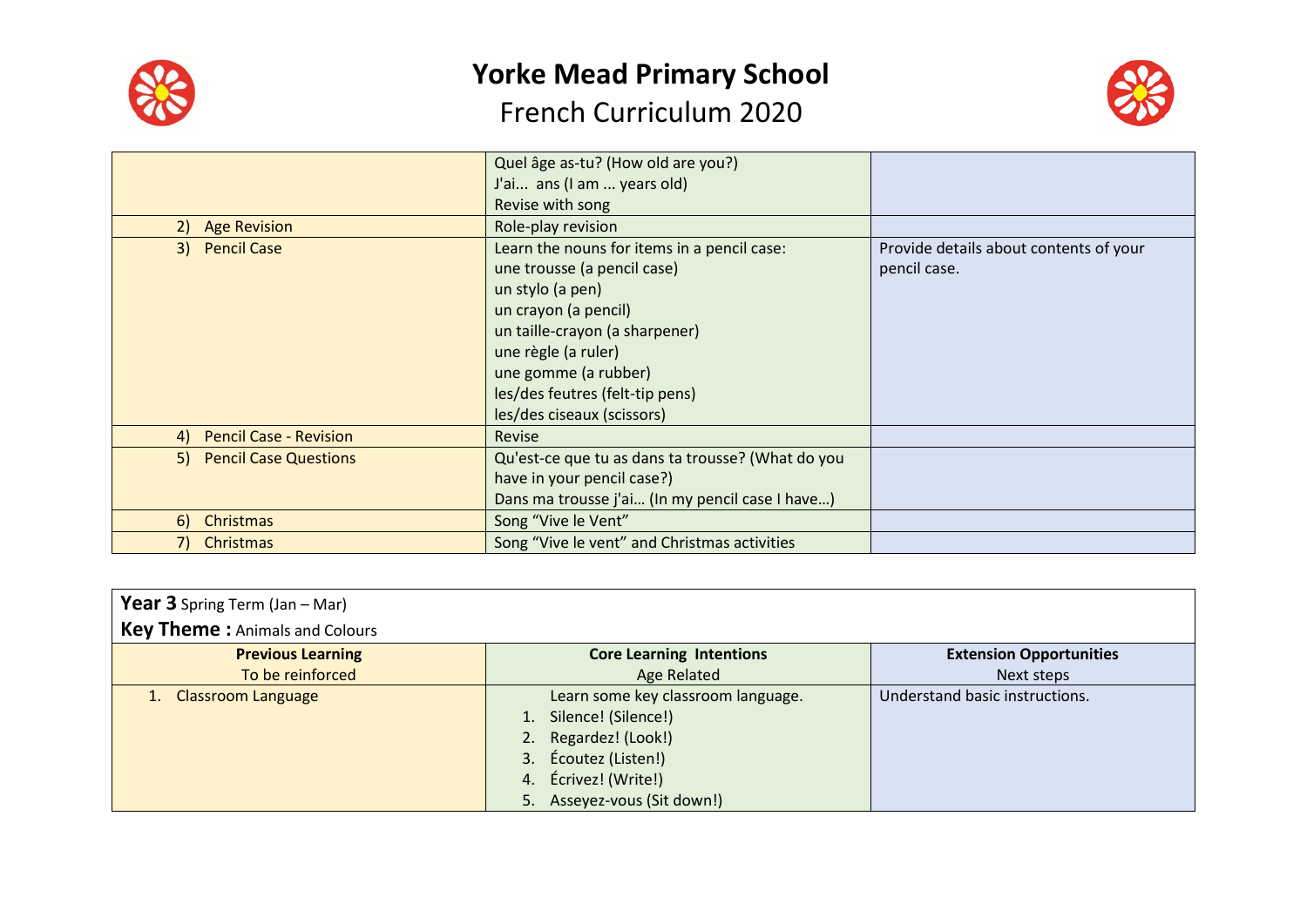# Yorke Mead Primary School

## French Curriculum 2020

| | | |
|---|---|---|
| | Quel âge as-tu? (How old are you?)<br>J'ai... ans (I am ... years old)<br>Revise with song | |
| 2) Age Revision | Role-play revision | |
| 3) Pencil Case | Learn the nouns for items in a pencil case:<br>une trousse (a pencil case)<br>un stylo (a pen)<br>un crayon (a pencil)<br>un taille-crayon (a sharpener)<br>une règle (a ruler)<br>une gomme (a rubber)<br>les/des feutres (felt-tip pens)<br>les/des ciseaux (scissors) | Provide details about contents of your pencil case. |
| 4) Pencil Case - Revision | Revise | |
| 5) Pencil Case Questions | Qu'est-ce que tu as dans ta trousse? (What do you have in your pencil case?)<br>Dans ma trousse j'ai… (In my pencil case I have…) | |
| 6) Christmas | Song "Vive le Vent" | |
| 7) Christmas | Song "Vive le vent" and Christmas activities | |

**Year 3** Spring Term (Jan – Mar)
**Key Theme :** Animals and Colours

| **Previous Learning**<br>To be reinforced | **Core Learning Intentions**<br>Age Related | **Extension Opportunities**<br>Next steps |
|---|---|---|
| 1. Classroom Language | Learn some key classroom language.<br>1. Silence! (Silence!)<br>2. Regardez! (Look!)<br>3. Écoutez (Listen!)<br>4. Écrivez! (Write!)<br>5. Asseyez-vous (Sit down!) | Understand basic instructions. |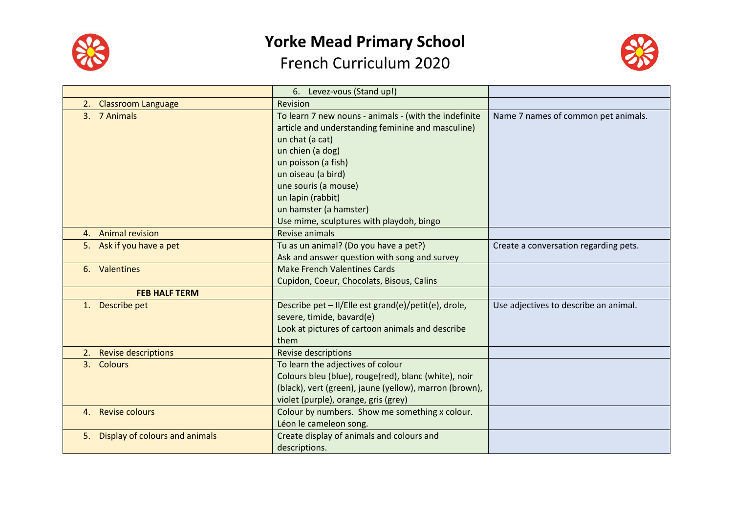# Yorke Mead Primary School

## French Curriculum 2020

| | | |
|---|---|---|
| | 6. Levez-vous (Stand up!) | |
| 2. Classroom Language | Revision | |
| 3. 7 Animals | To learn 7 new nouns - animals - (with the indefinite article and understanding feminine and masculine)<br>un chat (a cat)<br>un chien (a dog)<br>un poisson (a fish)<br>un oiseau (a bird)<br>une souris (a mouse)<br>un lapin (rabbit)<br>un hamster (a hamster)<br>Use mime, sculptures with playdoh, bingo | Name 7 names of common pet animals. |
| 4. Animal revision | Revise animals | |
| 5. Ask if you have a pet | Tu as un animal? (Do you have a pet?)<br>Ask and answer question with song and survey | Create a conversation regarding pets. |
| 6. Valentines | Make French Valentines Cards<br>Cupidon, Coeur, Chocolats, Bisous, Calins | |
| **FEB HALF TERM** | | |
| 1. Describe pet | Describe pet – Il/Elle est grand(e)/petit(e), drole, severe, timide, bavard(e)<br>Look at pictures of cartoon animals and describe them | Use adjectives to describe an animal. |
| 2. Revise descriptions | Revise descriptions | |
| 3. Colours | To learn the adjectives of colour<br>Colours bleu (blue), rouge(red), blanc (white), noir (black), vert (green), jaune (yellow), marron (brown), violet (purple), orange, gris (grey) | |
| 4. Revise colours | Colour by numbers. Show me something x colour.<br>Léon le cameleon song. | |
| 5. Display of colours and animals | Create display of animals and colours and descriptions. | |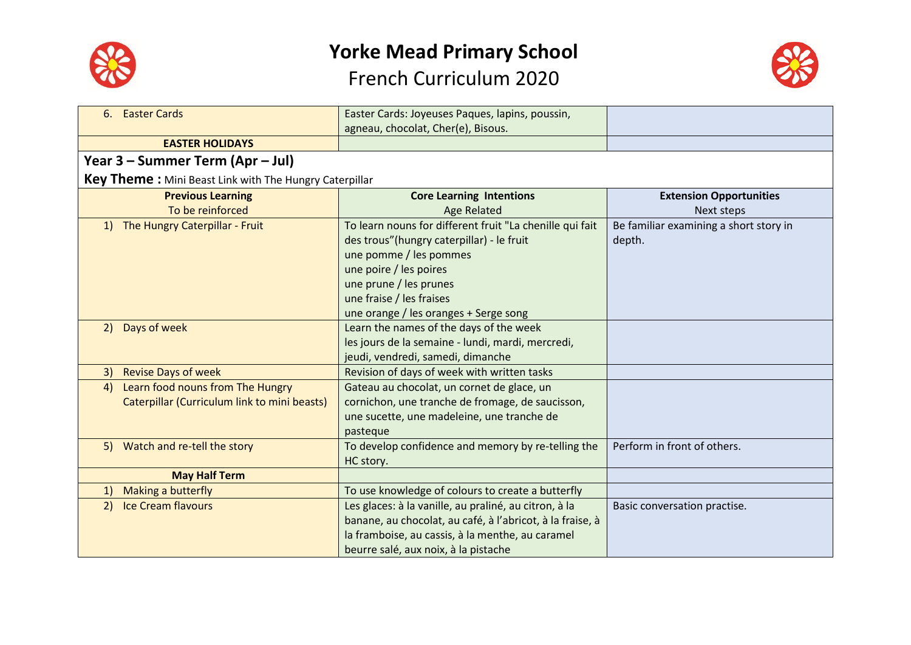# Yorke Mead Primary School

## French Curriculum 2020

| | | |
|---|---|---|
| 6. Easter Cards | Easter Cards: Joyeuses Paques, lapins, poussin, agneau, chocolat, Cher(e), Bisous. | |
| **EASTER HOLIDAYS** | | |

## Year 3 – Summer Term (Apr – Jul)

**Key Theme :** Mini Beast Link with The Hungry Caterpillar

| **Previous Learning**<br>To be reinforced | **Core Learning Intentions**<br>Age Related | **Extension Opportunities**<br>Next steps |
|---|---|---|
| 1) The Hungry Caterpillar - Fruit | To learn nouns for different fruit "La chenille qui fait des trous"(hungry caterpillar) - le fruit<br>une pomme / les pommes<br>une poire / les poires<br>une prune / les prunes<br>une fraise / les fraises<br>une orange / les oranges + Serge song | Be familiar examining a short story in depth. |
| 2) Days of week | Learn the names of the days of the week<br>les jours de la semaine - lundi, mardi, mercredi, jeudi, vendredi, samedi, dimanche | |
| 3) Revise Days of week | Revision of days of week with written tasks | |
| 4) Learn food nouns from The Hungry Caterpillar (Curriculum link to mini beasts) | Gateau au chocolat, un cornet de glace, un cornichon, une tranche de fromage, de saucisson, une sucette, une madeleine, une tranche de pasteque | |
| 5) Watch and re-tell the story | To develop confidence and memory by re-telling the HC story. | Perform in front of others. |
| **May Half Term** | | |
| 1) Making a butterfly | To use knowledge of colours to create a butterfly | |
| 2) Ice Cream flavours | Les glaces: à la vanille, au praliné, au citron, à la banane, au chocolat, au café, à l'abricot, à la fraise, à la framboise, au cassis, à la menthe, au caramel beurre salé, aux noix, à la pistache | Basic conversation practise. |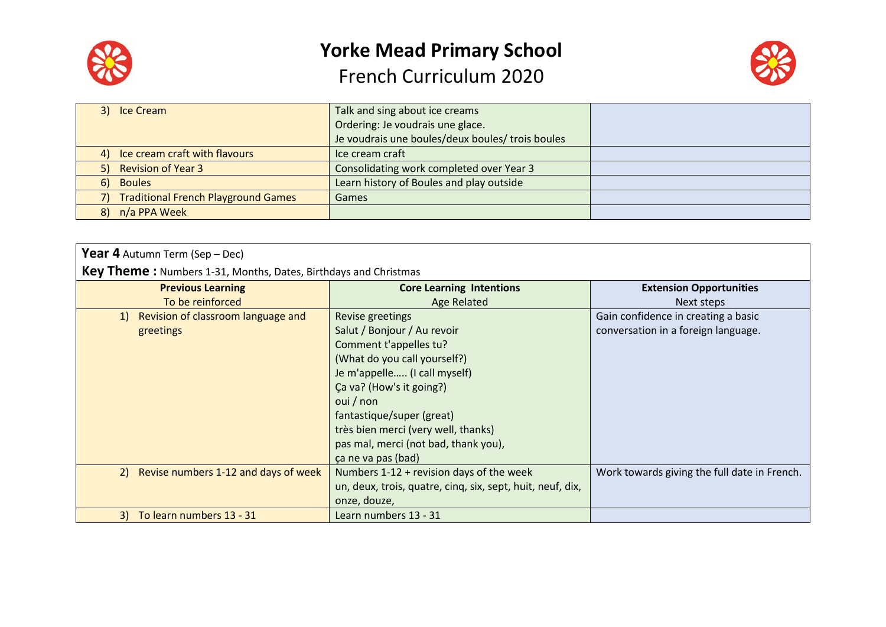| | | |
|---|---|---|
| 3) Ice Cream | Talk and sing about ice creams<br>Ordering: Je voudrais une glace.<br>Je voudrais une boules/deux boules/ trois boules | |
| 4) Ice cream craft with flavours | Ice cream craft | |
| 5) Revision of Year 3 | Consolidating work completed over Year 3 | |
| 6) Boules | Learn history of Boules and play outside | |
| 7) Traditional French Playground Games | Games | |
| 8) n/a PPA Week | | |

**Year 4** Autumn Term (Sep – Dec)

**Key Theme :** Numbers 1-31, Months, Dates, Birthdays and Christmas

| **Previous Learning**<br>To be reinforced | **Core Learning Intentions**<br>Age Related | **Extension Opportunities**<br>Next steps |
|---|---|---|
| 1) Revision of classroom language and greetings | Revise greetings<br>Salut / Bonjour / Au revoir<br>Comment t'appelles tu?<br>(What do you call yourself?)<br>Je m'appelle….. (I call myself)<br>Ça va? (How's it going?)<br>oui / non<br>fantastique/super (great)<br>très bien merci (very well, thanks)<br>pas mal, merci (not bad, thank you),<br>ça ne va pas (bad) | Gain confidence in creating a basic conversation in a foreign language. |
| 2) Revise numbers 1-12 and days of week | Numbers 1-12 + revision days of the week<br>un, deux, trois, quatre, cinq, six, sept, huit, neuf, dix, onze, douze, | Work towards giving the full date in French. |
| 3) To learn numbers 13 - 31 | Learn numbers 13 - 31 | |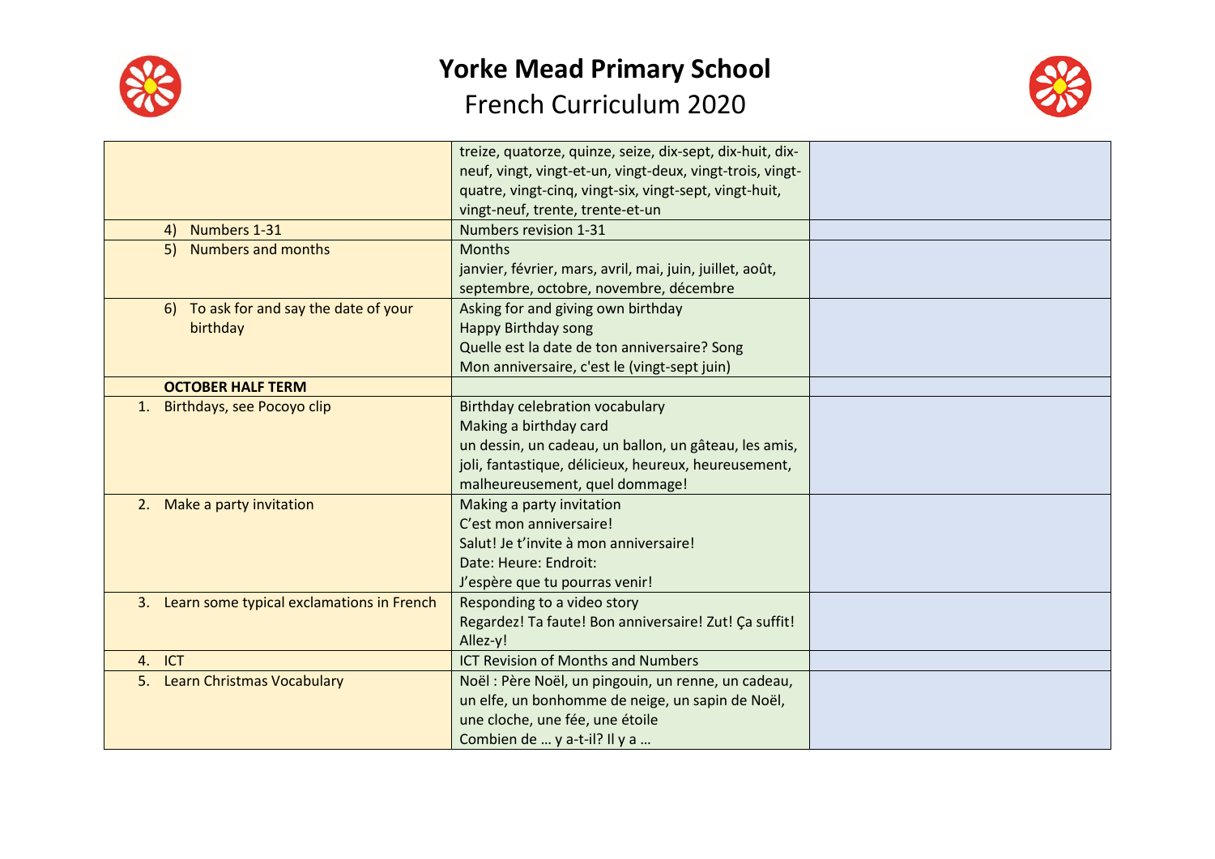# Yorke Mead Primary School

## French Curriculum 2020

| | | |
|---|---|---|
| | treize, quatorze, quinze, seize, dix-sept, dix-huit, dix-neuf, vingt, vingt-et-un, vingt-deux, vingt-trois, vingt-quatre, vingt-cinq, vingt-six, vingt-sept, vingt-huit, vingt-neuf, trente, trente-et-un | |
| 4) Numbers 1-31 | Numbers revision 1-31 | |
| 5) Numbers and months | Months<br>janvier, février, mars, avril, mai, juin, juillet, août, septembre, octobre, novembre, décembre | |
| 6) To ask for and say the date of your birthday | Asking for and giving own birthday<br>Happy Birthday song<br>Quelle est la date de ton anniversaire? Song<br>Mon anniversaire, c'est le (vingt-sept juin) | |
| **OCTOBER HALF TERM** | | |
| 1. Birthdays, see Pocoyo clip | Birthday celebration vocabulary<br>Making a birthday card<br>un dessin, un cadeau, un ballon, un gâteau, les amis, joli, fantastique, délicieux, heureux, heureusement, malheureusement, quel dommage! | |
| 2. Make a party invitation | Making a party invitation<br>C'est mon anniversaire!<br>Salut! Je t'invite à mon anniversaire!<br>Date: Heure: Endroit:<br>J'espère que tu pourras venir! | |
| 3. Learn some typical exclamations in French | Responding to a video story<br>Regardez! Ta faute! Bon anniversaire! Zut! Ça suffit! Allez-y! | |
| 4. ICT | ICT Revision of Months and Numbers | |
| 5. Learn Christmas Vocabulary | Noël : Père Noël, un pingouin, un renne, un cadeau, un elfe, un bonhomme de neige, un sapin de Noël, une cloche, une fée, une étoile<br>Combien de … y a-t-il? Il y a … | |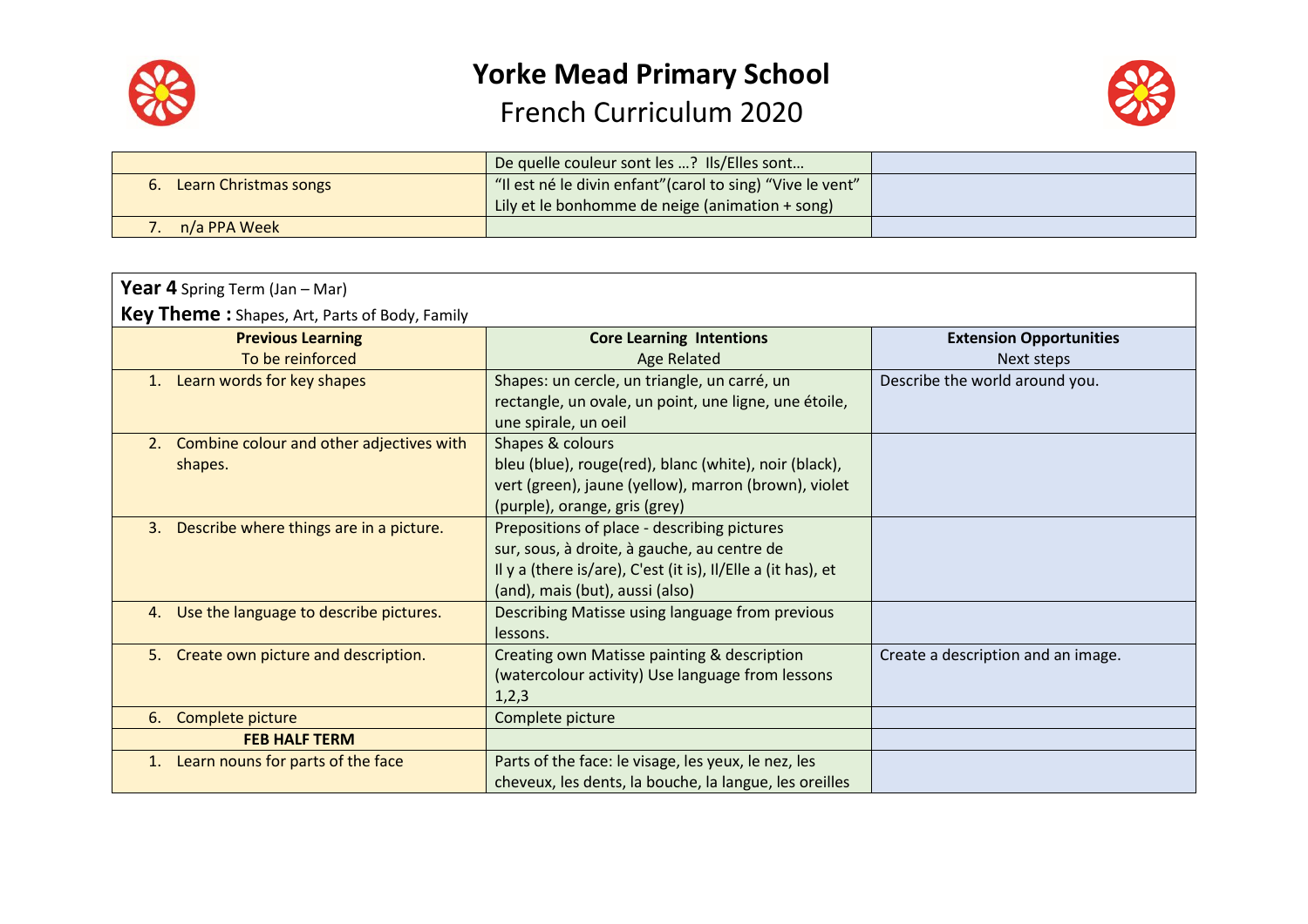# Yorke Mead Primary School

## French Curriculum 2020

| | | |
|---|---|---|
| | De quelle couleur sont les …? Ils/Elles sont… | |
| 6. Learn Christmas songs | "Il est né le divin enfant"(carol to sing) "Vive le vent" Lily et le bonhomme de neige (animation + song) | |
| 7. n/a PPA Week | | |

**Year 4** Spring Term (Jan – Mar)

**Key Theme :** Shapes, Art, Parts of Body, Family

| **Previous Learning** To be reinforced | **Core Learning Intentions** Age Related | **Extension Opportunities** Next steps |
|---|---|---|
| 1. Learn words for key shapes | Shapes: un cercle, un triangle, un carré, un rectangle, un ovale, un point, une ligne, une étoile, une spirale, un oeil | Describe the world around you. |
| 2. Combine colour and other adjectives with shapes. | Shapes & colours bleu (blue), rouge(red), blanc (white), noir (black), vert (green), jaune (yellow), marron (brown), violet (purple), orange, gris (grey) | |
| 3. Describe where things are in a picture. | Prepositions of place - describing pictures sur, sous, à droite, à gauche, au centre de Il y a (there is/are), C'est (it is), Il/Elle a (it has), et (and), mais (but), aussi (also) | |
| 4. Use the language to describe pictures. | Describing Matisse using language from previous lessons. | |
| 5. Create own picture and description. | Creating own Matisse painting & description (watercolour activity) Use language from lessons 1,2,3 | Create a description and an image. |
| 6. Complete picture | Complete picture | |
| **FEB HALF TERM** | | |
| 1. Learn nouns for parts of the face | Parts of the face: le visage, les yeux, le nez, les cheveux, les dents, la bouche, la langue, les oreilles | |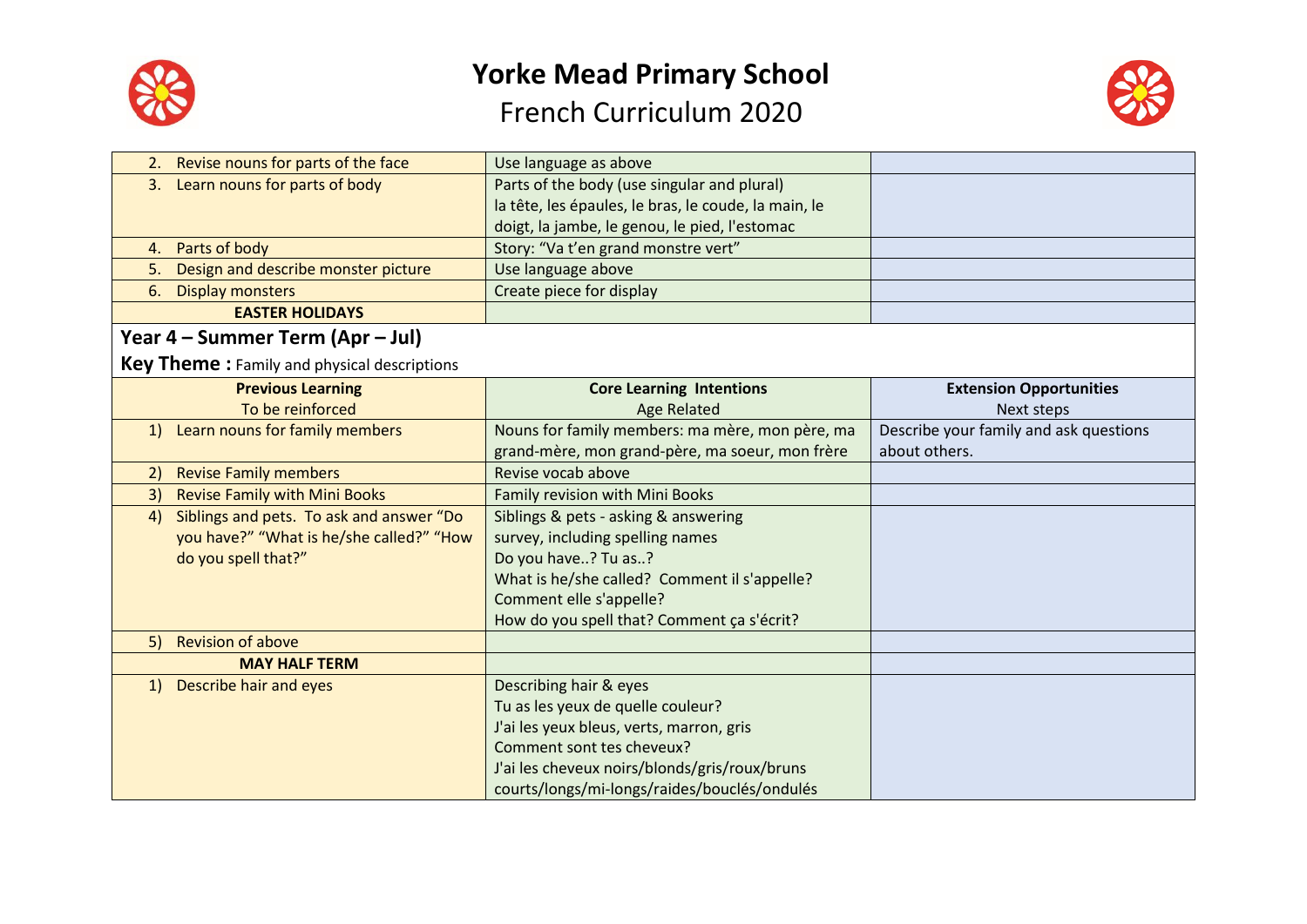# Yorke Mead Primary School

## French Curriculum 2020

| | | |
|---|---|---|
| 2. Revise nouns for parts of the face | Use language as above | |
| 3. Learn nouns for parts of body | Parts of the body (use singular and plural)<br>la tête, les épaules, le bras, le coude, la main, le doigt, la jambe, le genou, le pied, l'estomac | |
| 4. Parts of body | Story: "Va t'en grand monstre vert" | |
| 5. Design and describe monster picture | Use language above | |
| 6. Display monsters | Create piece for display | |
| **EASTER HOLIDAYS** | | |

### Year 4 – Summer Term (Apr – Jul)

**Key Theme :** Family and physical descriptions

| **Previous Learning**<br>To be reinforced | **Core Learning Intentions**<br>Age Related | **Extension Opportunities**<br>Next steps |
|---|---|---|
| 1) Learn nouns for family members | Nouns for family members: ma mère, mon père, ma grand-mère, mon grand-père, ma soeur, mon frère | Describe your family and ask questions about others. |
| 2) Revise Family members | Revise vocab above | |
| 3) Revise Family with Mini Books | Family revision with Mini Books | |
| 4) Siblings and pets. To ask and answer "Do you have?" "What is he/she called?" "How do you spell that?" | Siblings & pets - asking & answering survey, including spelling names<br>Do you have..? Tu as..?<br>What is he/she called? Comment il s'appelle? Comment elle s'appelle?<br>How do you spell that? Comment ça s'écrit? | |
| 5) Revision of above | | |
| **MAY HALF TERM** | | |
| 1) Describe hair and eyes | Describing hair & eyes<br>Tu as les yeux de quelle couleur?<br>J'ai les yeux bleus, verts, marron, gris<br>Comment sont tes cheveux?<br>J'ai les cheveux noirs/blonds/gris/roux/bruns courts/longs/mi-longs/raides/bouclés/ondulés | |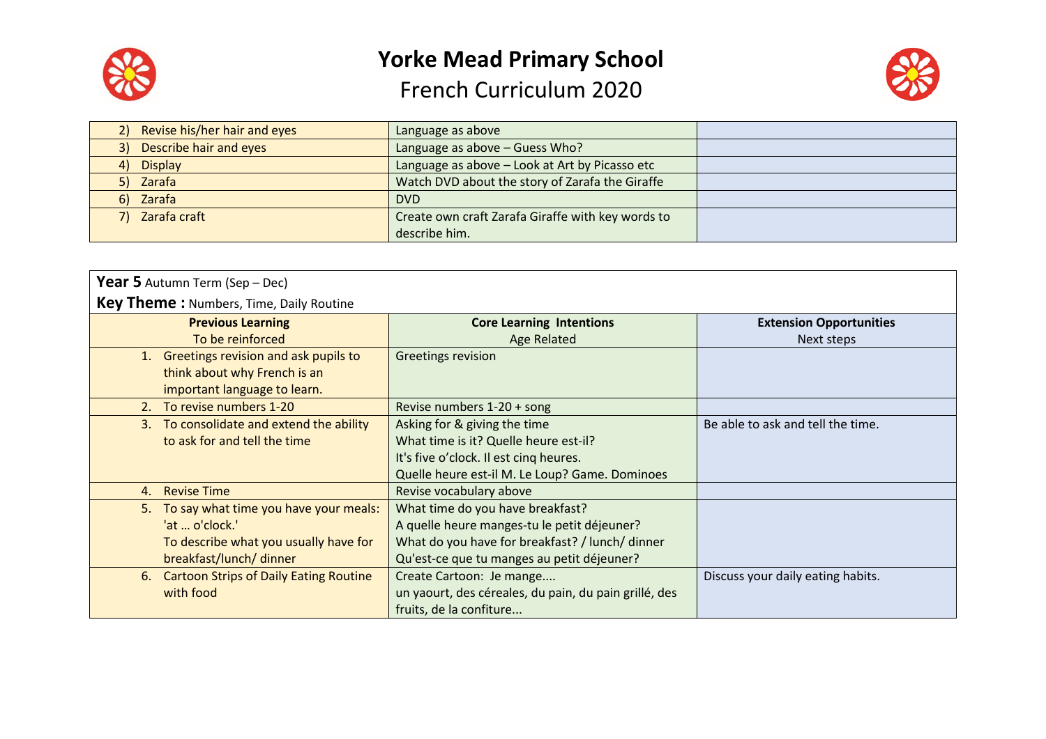# Yorke Mead Primary School

## French Curriculum 2020

| | | |
|---|---|---|
| 2) Revise his/her hair and eyes | Language as above | |
| 3) Describe hair and eyes | Language as above – Guess Who? | |
| 4) Display | Language as above – Look at Art by Picasso etc | |
| 5) Zarafa | Watch DVD about the story of Zarafa the Giraffe | |
| 6) Zarafa | DVD | |
| 7) Zarafa craft | Create own craft Zarafa Giraffe with key words to describe him. | |

**Year 5** Autumn Term (Sep – Dec)

**Key Theme :** Numbers, Time, Daily Routine

| **Previous Learning** To be reinforced | **Core Learning Intentions** Age Related | **Extension Opportunities** Next steps |
|---|---|---|
| 1. Greetings revision and ask pupils to think about why French is an important language to learn. | Greetings revision | |
| 2. To revise numbers 1-20 | Revise numbers 1-20 + song | |
| 3. To consolidate and extend the ability to ask for and tell the time | Asking for & giving the time<br>What time is it? Quelle heure est-il?<br>It's five o'clock. Il est cinq heures.<br>Quelle heure est-il M. Le Loup? Game. Dominoes | Be able to ask and tell the time. |
| 4. Revise Time | Revise vocabulary above | |
| 5. To say what time you have your meals: 'at … o'clock.'<br>To describe what you usually have for breakfast/lunch/ dinner | What time do you have breakfast?<br>A quelle heure manges-tu le petit déjeuner?<br>What do you have for breakfast? / lunch/ dinner<br>Qu'est-ce que tu manges au petit déjeuner? | |
| 6. Cartoon Strips of Daily Eating Routine with food | Create Cartoon: Je mange....<br>un yaourt, des céreales, du pain, du pain grillé, des fruits, de la confiture... | Discuss your daily eating habits. |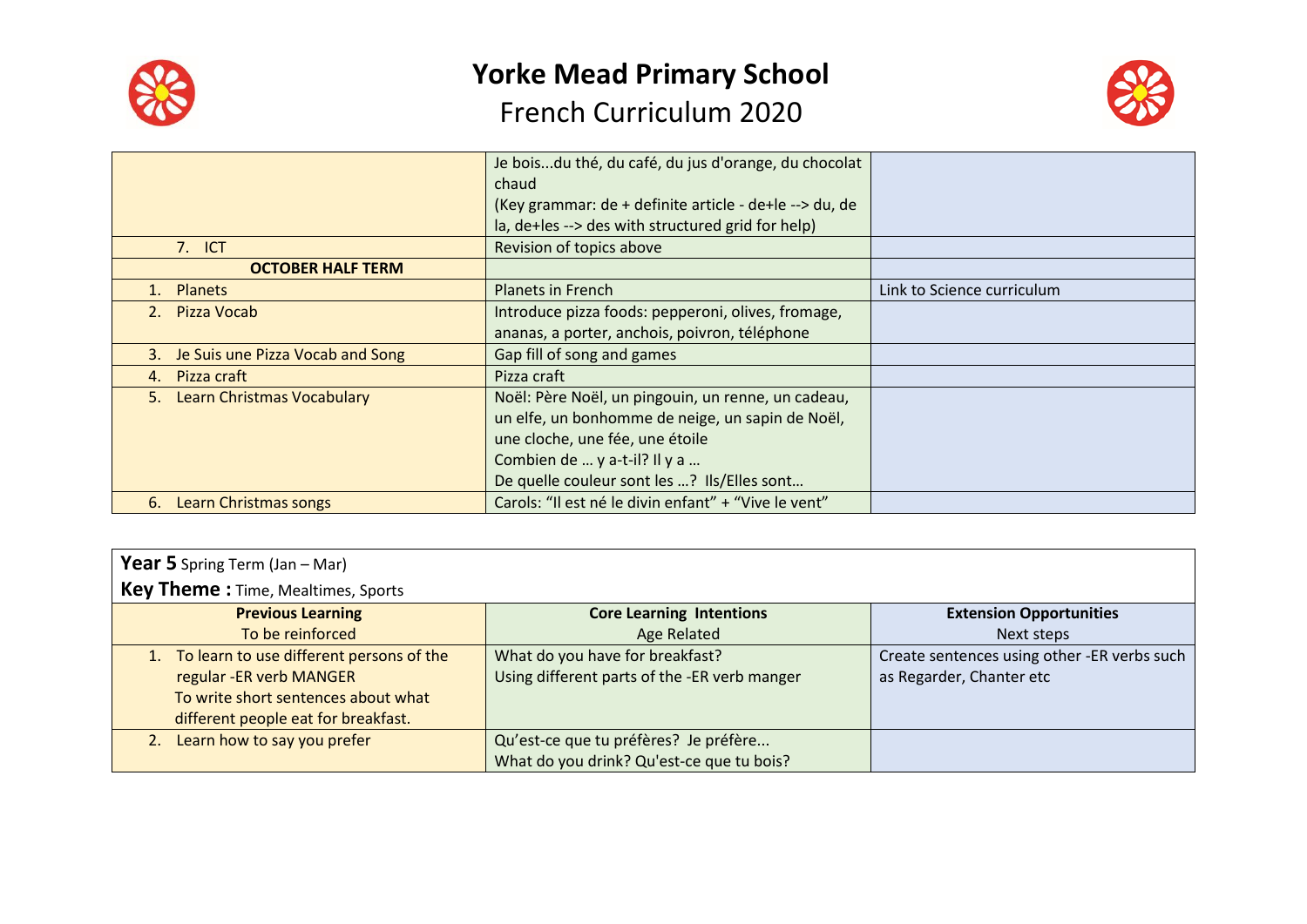# Yorke Mead Primary School

## French Curriculum 2020

| | | |
|---|---|---|
| | Je bois...du thé, du café, du jus d'orange, du chocolat chaud<br>(Key grammar: de + definite article - de+le --> du, de la, de+les --> des with structured grid for help) | |
| 7. ICT | Revision of topics above | |
| **OCTOBER HALF TERM** | | |
| 1. Planets | Planets in French | Link to Science curriculum |
| 2. Pizza Vocab | Introduce pizza foods: pepperoni, olives, fromage, ananas, a porter, anchois, poivron, téléphone | |
| 3. Je Suis une Pizza Vocab and Song | Gap fill of song and games | |
| 4. Pizza craft | Pizza craft | |
| 5. Learn Christmas Vocabulary | Noël: Père Noël, un pingouin, un renne, un cadeau, un elfe, un bonhomme de neige, un sapin de Noël, une cloche, une fée, une étoile<br>Combien de … y a-t-il? Il y a …<br>De quelle couleur sont les …? Ils/Elles sont… | |
| 6. Learn Christmas songs | Carols: "Il est né le divin enfant" + "Vive le vent" | |

**Year 5** Spring Term (Jan – Mar)
**Key Theme :** Time, Mealtimes, Sports

| **Previous Learning**<br>To be reinforced | **Core Learning Intentions**<br>Age Related | **Extension Opportunities**<br>Next steps |
|---|---|---|
| 1. To learn to use different persons of the regular -ER verb MANGER<br>To write short sentences about what different people eat for breakfast. | What do you have for breakfast?<br>Using different parts of the -ER verb manger | Create sentences using other -ER verbs such as Regarder, Chanter etc |
| 2. Learn how to say you prefer | Qu'est-ce que tu préfères? Je préfère...<br>What do you drink? Qu'est-ce que tu bois? | |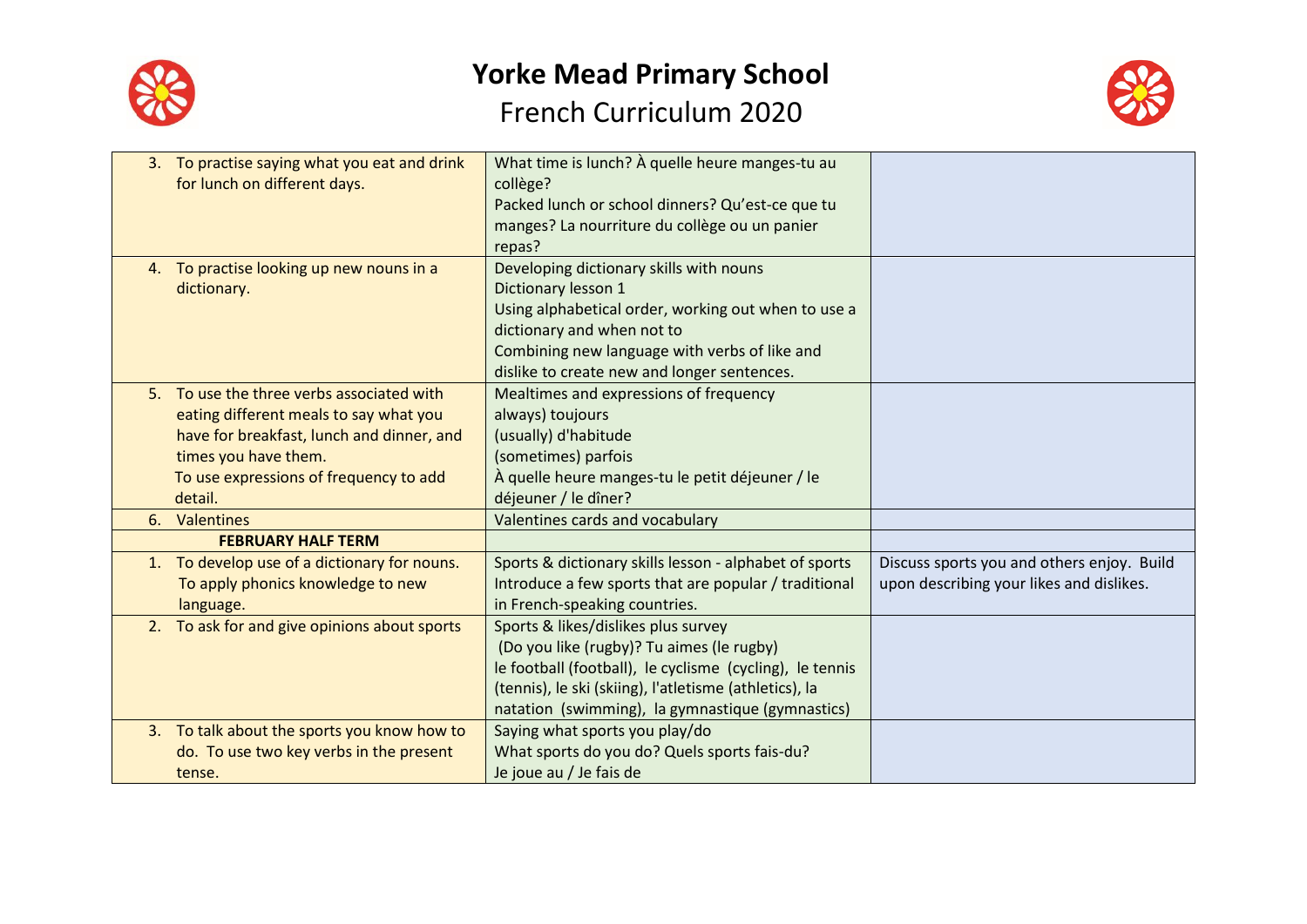# Yorke Mead Primary School

## French Curriculum 2020

| | | |
|---|---|---|
| 3. To practise saying what you eat and drink for lunch on different days. | What time is lunch? À quelle heure manges-tu au collège?<br>Packed lunch or school dinners? Qu'est-ce que tu manges? La nourriture du collège ou un panier repas? | |
| 4. To practise looking up new nouns in a dictionary. | Developing dictionary skills with nouns<br>Dictionary lesson 1<br>Using alphabetical order, working out when to use a dictionary and when not to<br>Combining new language with verbs of like and dislike to create new and longer sentences. | |
| 5. To use the three verbs associated with eating different meals to say what you have for breakfast, lunch and dinner, and times you have them.<br>To use expressions of frequency to add detail. | Mealtimes and expressions of frequency<br>always) toujours<br>(usually) d'habitude<br>(sometimes) parfois<br>À quelle heure manges-tu le petit déjeuner / le déjeuner / le dîner? | |
| 6. Valentines | Valentines cards and vocabulary | |
| **FEBRUARY HALF TERM** | | |
| 1. To develop use of a dictionary for nouns.<br>To apply phonics knowledge to new language. | Sports & dictionary skills lesson - alphabet of sports<br>Introduce a few sports that are popular / traditional in French-speaking countries. | Discuss sports you and others enjoy. Build upon describing your likes and dislikes. |
| 2. To ask for and give opinions about sports | Sports & likes/dislikes plus survey<br>(Do you like (rugby)? Tu aimes (le rugby)<br>le football (football), le cyclisme (cycling), le tennis (tennis), le ski (skiing), l'atletisme (athletics), la natation (swimming), la gymnastique (gymnastics) | |
| 3. To talk about the sports you know how to do. To use two key verbs in the present tense. | Saying what sports you play/do<br>What sports do you do? Quels sports fais-du?<br>Je joue au / Je fais de | |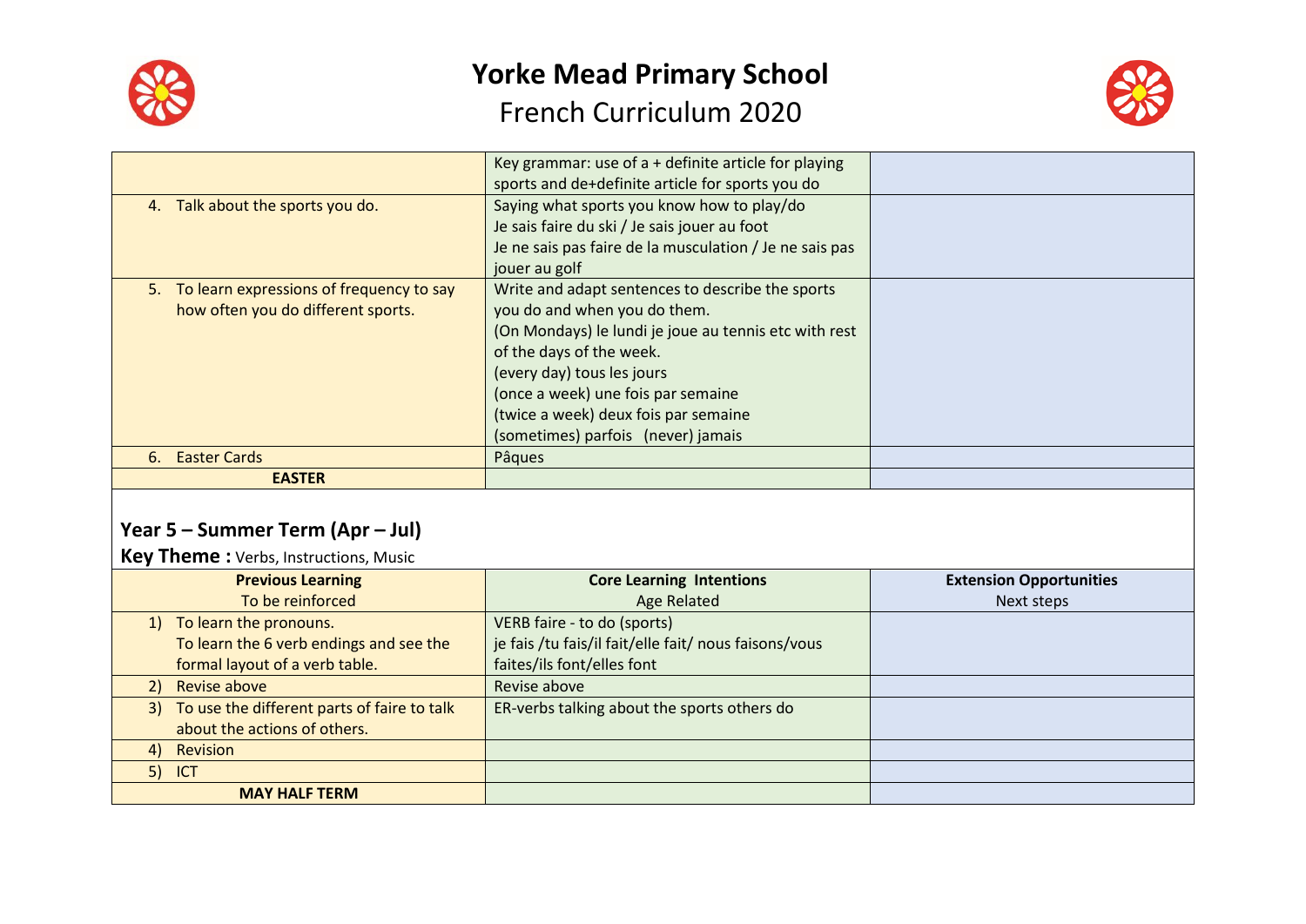# Yorke Mead Primary School

French Curriculum 2020

| | | |
|---|---|---|
| | Key grammar: use of a + definite article for playing sports and de+definite article for sports you do | |
| 4. Talk about the sports you do. | Saying what sports you know how to play/do<br>Je sais faire du ski / Je sais jouer au foot<br>Je ne sais pas faire de la musculation / Je ne sais pas jouer au golf | |
| 5. To learn expressions of frequency to say how often you do different sports. | Write and adapt sentences to describe the sports you do and when you do them.<br>(On Mondays) le lundi je joue au tennis etc with rest of the days of the week.<br>(every day) tous les jours<br>(once a week) une fois par semaine<br>(twice a week) deux fois par semaine<br>(sometimes) parfois (never) jamais | |
| 6. Easter Cards | Pâques | |
| **EASTER** | | |

## Year 5 – Summer Term (Apr – Jul)

**Key Theme :** Verbs, Instructions, Music

| **Previous Learning**<br>To be reinforced | **Core Learning Intentions**<br>Age Related | **Extension Opportunities**<br>Next steps |
|---|---|---|
| 1) To learn the pronouns.<br>To learn the 6 verb endings and see the formal layout of a verb table. | VERB faire - to do (sports)<br>je fais /tu fais/il fait/elle fait/ nous faisons/vous faites/ils font/elles font | |
| 2) Revise above | Revise above | |
| 3) To use the different parts of faire to talk about the actions of others. | ER-verbs talking about the sports others do | |
| 4) Revision | | |
| 5) ICT | | |
| **MAY HALF TERM** | | |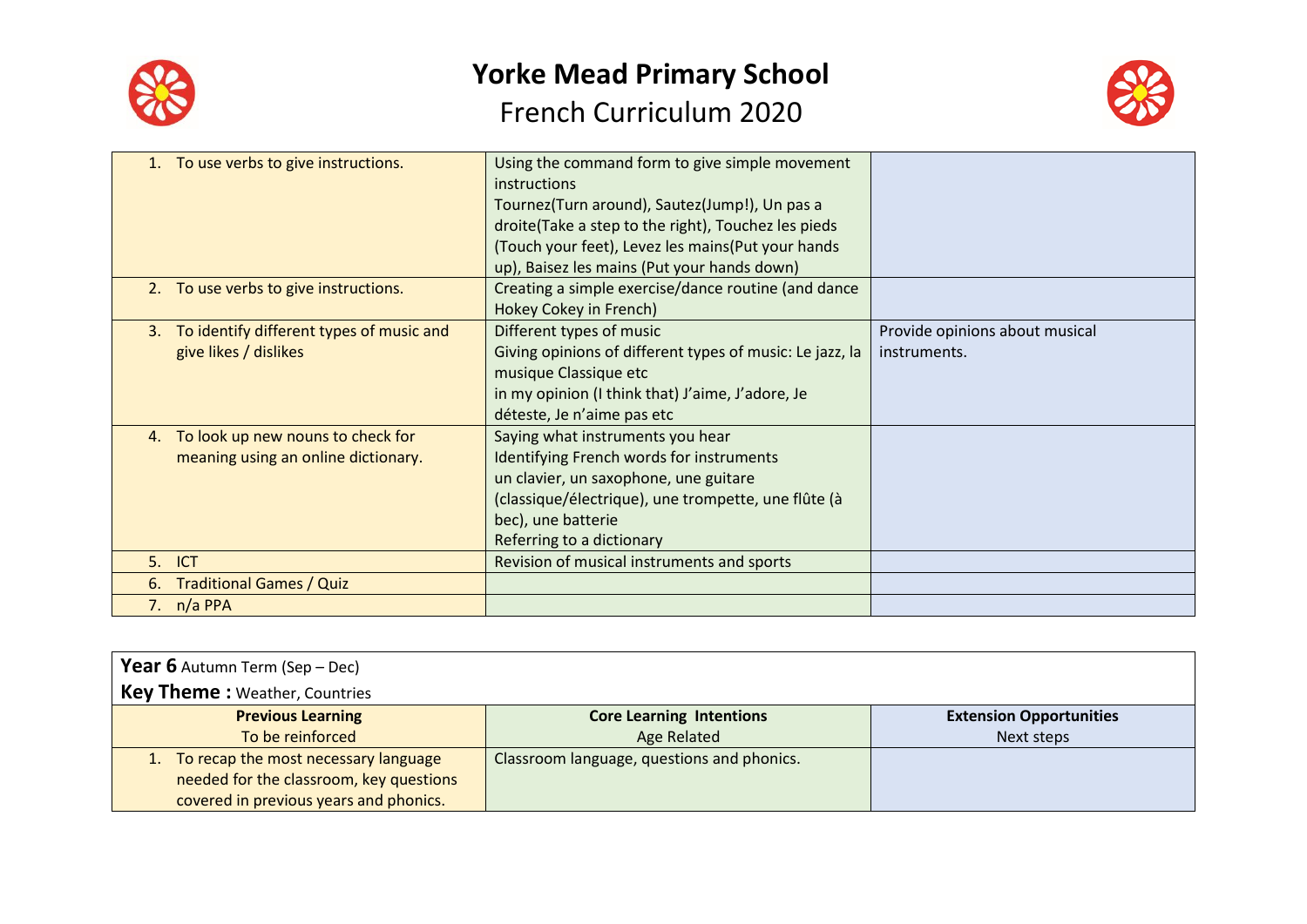# Yorke Mead Primary School

## French Curriculum 2020

| | | |
|---|---|---|
| 1. To use verbs to give instructions. | Using the command form to give simple movement instructions<br>Tournez(Turn around), Sautez(Jump!), Un pas a droite(Take a step to the right), Touchez les pieds (Touch your feet), Levez les mains(Put your hands up), Baisez les mains (Put your hands down) | |
| 2. To use verbs to give instructions. | Creating a simple exercise/dance routine (and dance Hokey Cokey in French) | |
| 3. To identify different types of music and give likes / dislikes | Different types of music<br>Giving opinions of different types of music: Le jazz, la musique Classique etc<br>in my opinion (I think that) J'aime, J'adore, Je déteste, Je n'aime pas etc | Provide opinions about musical instruments. |
| 4. To look up new nouns to check for meaning using an online dictionary. | Saying what instruments you hear<br>Identifying French words for instruments<br>un clavier, un saxophone, une guitare (classique/électrique), une trompette, une flûte (à bec), une batterie<br>Referring to a dictionary | |
| 5. ICT | Revision of musical instruments and sports | |
| 6. Traditional Games / Quiz | | |
| 7. n/a PPA | | |

**Year 6** Autumn Term (Sep – Dec)

**Key Theme :** Weather, Countries

| **Previous Learning**<br>To be reinforced | **Core Learning Intentions**<br>Age Related | **Extension Opportunities**<br>Next steps |
|---|---|---|
| 1. To recap the most necessary language needed for the classroom, key questions covered in previous years and phonics. | Classroom language, questions and phonics. | |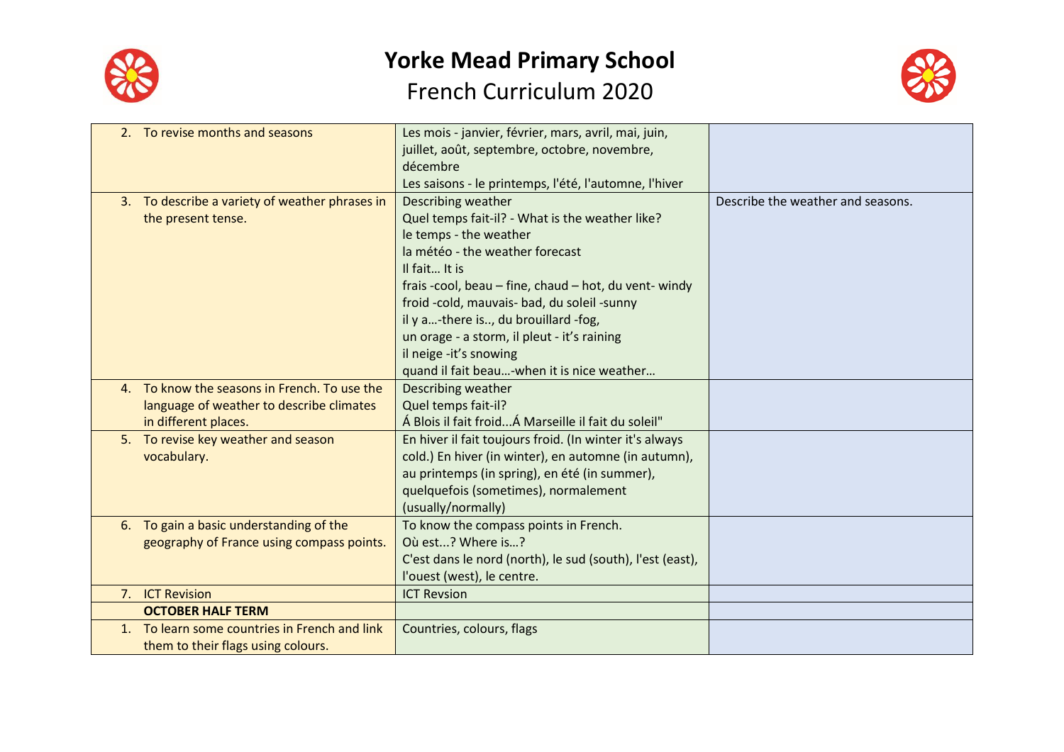# Yorke Mead Primary School

## French Curriculum 2020

| | | |
|---|---|---|
| 2. To revise months and seasons | Les mois - janvier, février, mars, avril, mai, juin, juillet, août, septembre, octobre, novembre, décembre<br>Les saisons - le printemps, l'été, l'automne, l'hiver | |
| 3. To describe a variety of weather phrases in the present tense. | Describing weather<br>Quel temps fait-il? - What is the weather like?<br>le temps - the weather<br>la météo - the weather forecast<br>Il fait… It is<br>frais -cool, beau – fine, chaud – hot, du vent- windy<br>froid -cold, mauvais- bad, du soleil -sunny<br>il y a…-there is.., du brouillard -fog,<br>un orage - a storm, il pleut - it's raining<br>il neige -it's snowing<br>quand il fait beau…-when it is nice weather… | Describe the weather and seasons. |
| 4. To know the seasons in French. To use the language of weather to describe climates in different places. | Describing weather<br>Quel temps fait-il?<br>Á Blois il fait froid...Á Marseille il fait du soleil" | |
| 5. To revise key weather and season vocabulary. | En hiver il fait toujours froid. (In winter it's always cold.) En hiver (in winter), en automne (in autumn), au printemps (in spring), en été (in summer), quelquefois (sometimes), normalement (usually/normally) | |
| 6. To gain a basic understanding of the geography of France using compass points. | To know the compass points in French.<br>Où est...? Where is…?<br>C'est dans le nord (north), le sud (south), l'est (east), l'ouest (west), le centre. | |
| 7. ICT Revision | ICT Revsion | |
| **OCTOBER HALF TERM** | | |
| 1. To learn some countries in French and link them to their flags using colours. | Countries, colours, flags | |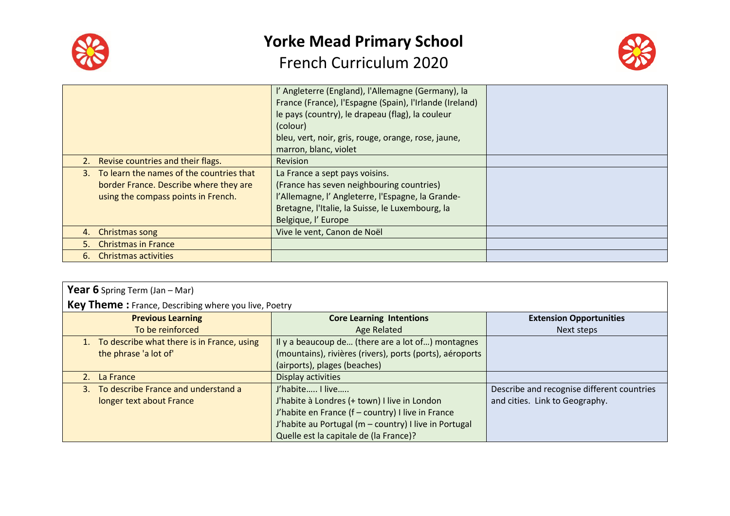# Yorke Mead Primary School

## French Curriculum 2020

| | | |
|---|---|---|
| | l' Angleterre (England), l'Allemagne (Germany), la France (France), l'Espagne (Spain), l'Irlande (Ireland) le pays (country), le drapeau (flag), la couleur (colour) bleu, vert, noir, gris, rouge, orange, rose, jaune, marron, blanc, violet | |
| 2. Revise countries and their flags. | Revision | |
| 3. To learn the names of the countries that border France. Describe where they are using the compass points in French. | La France a sept pays voisins. (France has seven neighbouring countries) l'Allemagne, l' Angleterre, l'Espagne, la Grande-Bretagne, l'Italie, la Suisse, le Luxembourg, la Belgique, l' Europe | |
| 4. Christmas song | Vive le vent, Canon de Noël | |
| 5. Christmas in France | | |
| 6. Christmas activities | | |

**Year 6** Spring Term (Jan – Mar)

**Key Theme :** France, Describing where you live, Poetry

| **Previous Learning** To be reinforced | **Core Learning Intentions** Age Related | **Extension Opportunities** Next steps |
|---|---|---|
| 1. To describe what there is in France, using the phrase 'a lot of' | Il y a beaucoup de… (there are a lot of…) montagnes (mountains), rivières (rivers), ports (ports), aéroports (airports), plages (beaches) | |
| 2. La France | Display activities | |
| 3. To describe France and understand a longer text about France | J'habite….. I live….. J'habite à Londres (+ town) I live in London J'habite en France (f – country) I live in France J'habite au Portugal (m – country) I live in Portugal Quelle est la capitale de (la France)? | Describe and recognise different countries and cities. Link to Geography. |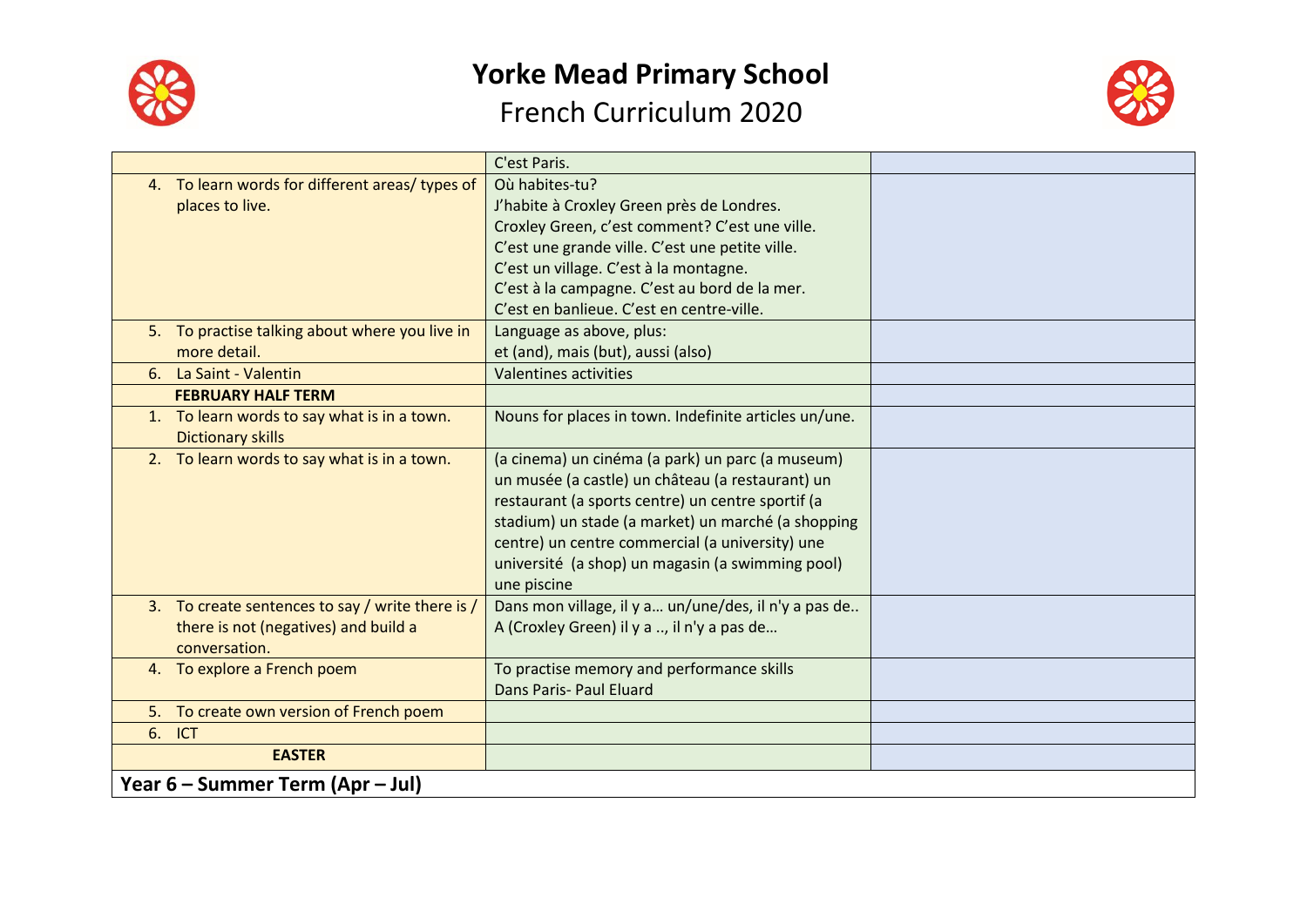# Yorke Mead Primary School

## French Curriculum 2020

| | | |
|---|---|---|
| | C'est Paris. | |
| 4. To learn words for different areas/ types of places to live. | Où habites-tu?<br>J'habite à Croxley Green près de Londres.<br>Croxley Green, c'est comment? C'est une ville.<br>C'est une grande ville. C'est une petite ville.<br>C'est un village. C'est à la montagne.<br>C'est à la campagne. C'est au bord de la mer.<br>C'est en banlieue. C'est en centre-ville. | |
| 5. To practise talking about where you live in more detail. | Language as above, plus:<br>et (and), mais (but), aussi (also) | |
| 6. La Saint - Valentin | Valentines activities | |
| **FEBRUARY HALF TERM** | | |
| 1. To learn words to say what is in a town. Dictionary skills | Nouns for places in town. Indefinite articles un/une. | |
| 2. To learn words to say what is in a town. | (a cinema) un cinéma (a park) un parc (a museum) un musée (a castle) un château (a restaurant) un restaurant (a sports centre) un centre sportif (a stadium) un stade (a market) un marché (a shopping centre) un centre commercial (a university) une université (a shop) un magasin (a swimming pool) une piscine | |
| 3. To create sentences to say / write there is / there is not (negatives) and build a conversation. | Dans mon village, il y a… un/une/des, il n'y a pas de..<br>A (Croxley Green) il y a .., il n'y a pas de… | |
| 4. To explore a French poem | To practise memory and performance skills<br>Dans Paris- Paul Eluard | |
| 5. To create own version of French poem | | |
| 6. ICT | | |
| **EASTER** | | |

**Year 6 – Summer Term (Apr – Jul)**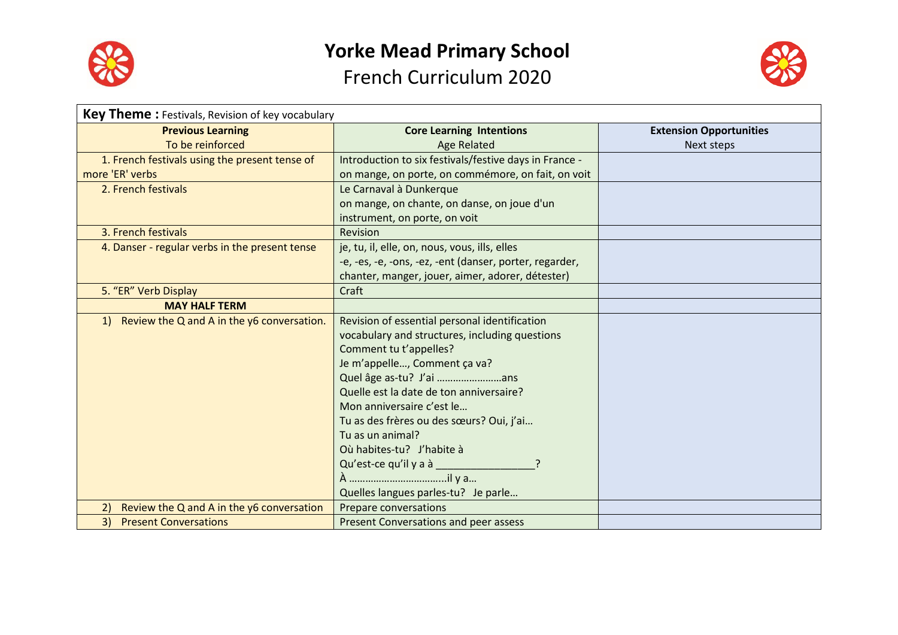# Yorke Mead Primary School

## French Curriculum 2020

| **Key Theme :** Festivals, Revision of key vocabulary | | |
|---|---|---|
| **Previous Learning** To be reinforced | **Core Learning Intentions** Age Related | **Extension Opportunities** Next steps |
| 1. French festivals using the present tense of more 'ER' verbs | Introduction to six festivals/festive days in France - on mange, on porte, on commémore, on fait, on voit | |
| 2. French festivals | Le Carnaval à Dunkerque<br>on mange, on chante, on danse, on joue d'un instrument, on porte, on voit | |
| 3. French festivals | Revision | |
| 4. Danser - regular verbs in the present tense | je, tu, il, elle, on, nous, vous, ills, elles<br>-e, -es, -e, -ons, -ez, -ent (danser, porter, regarder, chanter, manger, jouer, aimer, adorer, détester) | |
| 5. "ER" Verb Display | Craft | |
| **MAY HALF TERM** | | |
| 1) Review the Q and A in the y6 conversation. | Revision of essential personal identification vocabulary and structures, including questions<br>Comment tu t'appelles?<br>Je m'appelle…, Comment ça va?<br>Quel âge as-tu? J'ai ……………………ans<br>Quelle est la date de ton anniversaire?<br>Mon anniversaire c'est le…<br>Tu as des frères ou des sœurs? Oui, j'ai…<br>Tu as un animal?<br>Où habites-tu? J'habite à<br>Qu'est-ce qu'il y a à ________________?<br>À ……………………………..il y a…<br>Quelles langues parles-tu? Je parle… | |
| 2) Review the Q and A in the y6 conversation | Prepare conversations | |
| 3) Present Conversations | Present Conversations and peer assess | |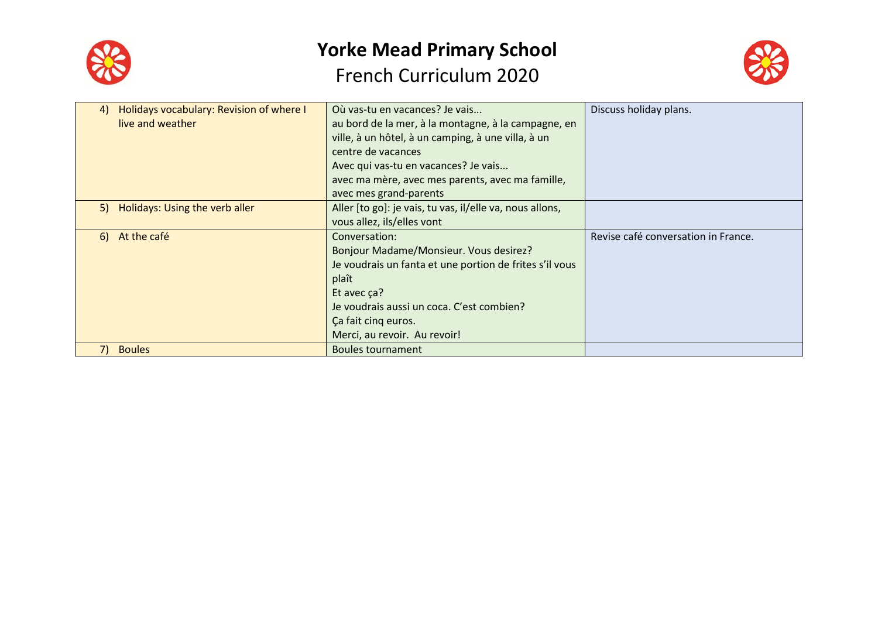# Yorke Mead Primary School

## French Curriculum 2020

| | | |
|---|---|---|
| 4) Holidays vocabulary: Revision of where I live and weather | Où vas-tu en vacances? Je vais...<br>au bord de la mer, à la montagne, à la campagne, en ville, à un hôtel, à un camping, à une villa, à un centre de vacances<br>Avec qui vas-tu en vacances? Je vais...<br>avec ma mère, avec mes parents, avec ma famille, avec mes grand-parents | Discuss holiday plans. |
| 5) Holidays: Using the verb aller | Aller [to go]: je vais, tu vas, il/elle va, nous allons, vous allez, ils/elles vont | |
| 6) At the café | Conversation:<br>Bonjour Madame/Monsieur. Vous desirez?<br>Je voudrais un fanta et une portion de frites s'il vous plaît<br>Et avec ça?<br>Je voudrais aussi un coca. C'est combien?<br>Ça fait cinq euros.<br>Merci, au revoir. Au revoir! | Revise café conversation in France. |
| 7) Boules | Boules tournament | |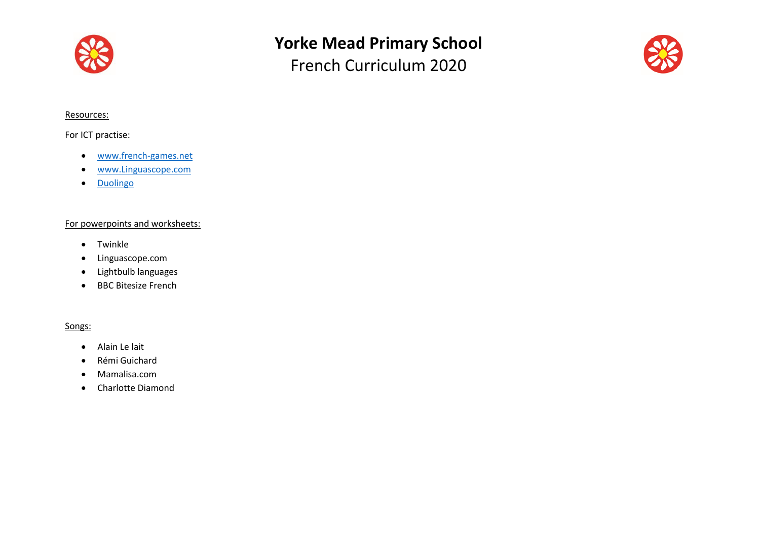# Yorke Mead Primary School

French Curriculum 2020

Resources:

For ICT practise:

- www.french-games.net
- www.Linguascope.com
- Duolingo

For powerpoints and worksheets:

- Twinkle
- Linguascope.com
- Lightbulb languages
- BBC Bitesize French

Songs:

- Alain Le lait
- Rémi Guichard
- Mamalisa.com
- Charlotte Diamond